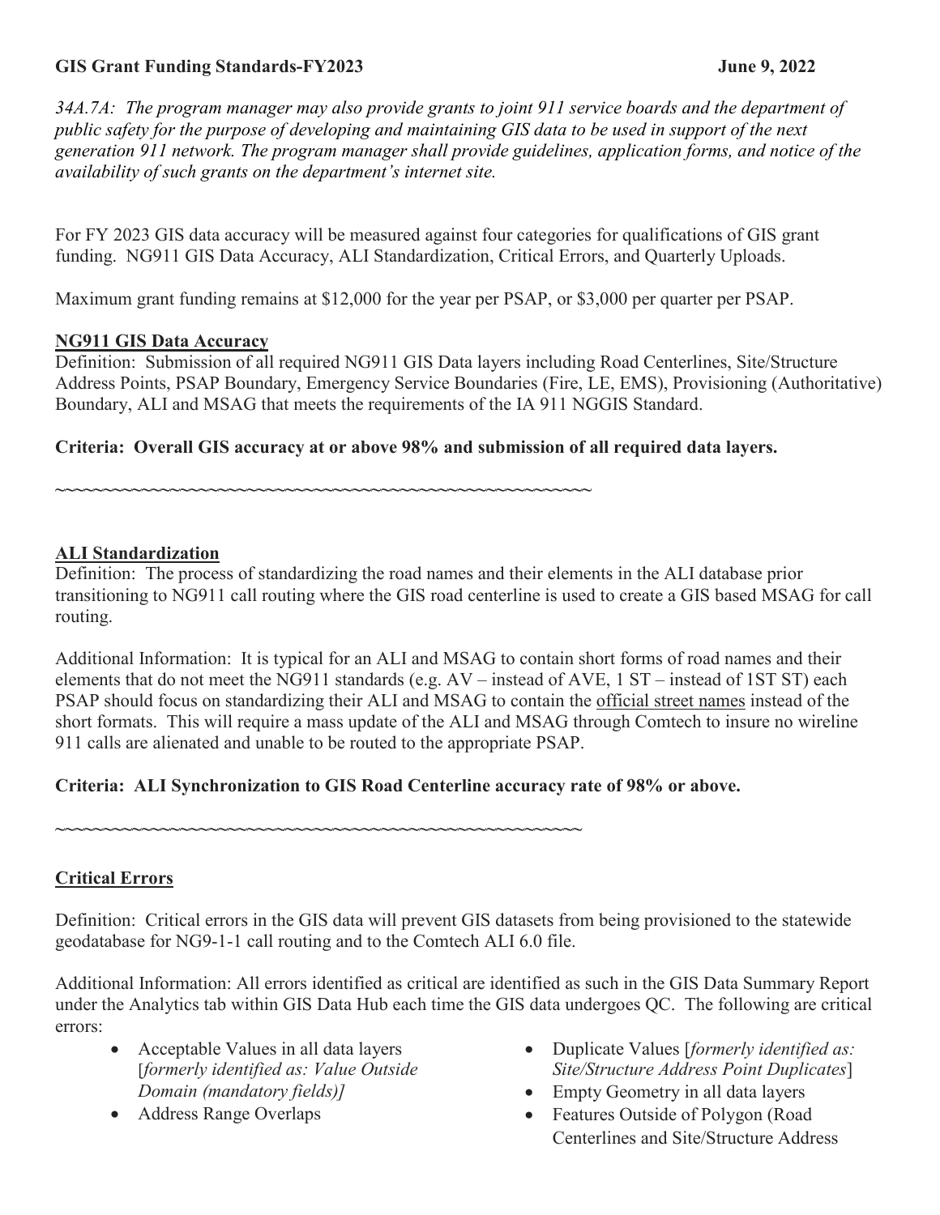**GIS Grant Funding Standards-FY2023** **June 9, 2022**

*34A.7A: The program manager may also provide grants to joint 911 service boards and the department of public safety for the purpose of developing and maintaining GIS data to be used in support of the next generation 911 network. The program manager shall provide guidelines, application forms, and notice of the availability of such grants on the department's internet site.*

For FY 2023 GIS data accuracy will be measured against four categories for qualifications of GIS grant funding. NG911 GIS Data Accuracy, ALI Standardization, Critical Errors, and Quarterly Uploads.

Maximum grant funding remains at $12,000 for the year per PSAP, or $3,000 per quarter per PSAP.

**NG911 GIS Data Accuracy**

Definition: Submission of all required NG911 GIS Data layers including Road Centerlines, Site/Structure Address Points, PSAP Boundary, Emergency Service Boundaries (Fire, LE, EMS), Provisioning (Authoritative) Boundary, ALI and MSAG that meets the requirements of the IA 911 NGGIS Standard.

**Criteria: Overall GIS accuracy at or above 98% and submission of all required data layers.**

~~~~~~~~~~~~~~~~~~~~~~~~~~~~~~~~~~~~~~~~~~~~~~~~~~~~~~~~~~~~

**ALI Standardization**

Definition: The process of standardizing the road names and their elements in the ALI database prior transitioning to NG911 call routing where the GIS road centerline is used to create a GIS based MSAG for call routing.

Additional Information: It is typical for an ALI and MSAG to contain short forms of road names and their elements that do not meet the NG911 standards (e.g. AV – instead of AVE, 1 ST – instead of 1ST ST) each PSAP should focus on standardizing their ALI and MSAG to contain the official street names instead of the short formats. This will require a mass update of the ALI and MSAG through Comtech to insure no wireline 911 calls are alienated and unable to be routed to the appropriate PSAP.

**Criteria: ALI Synchronization to GIS Road Centerline accuracy rate of 98% or above.**

~~~~~~~~~~~~~~~~~~~~~~~~~~~~~~~~~~~~~~~~~~~~~~~~~~~~~~~~~~~~

**Critical Errors**

Definition: Critical errors in the GIS data will prevent GIS datasets from being provisioned to the statewide geodatabase for NG9-1-1 call routing and to the Comtech ALI 6.0 file.

Additional Information: All errors identified as critical are identified as such in the GIS Data Summary Report under the Analytics tab within GIS Data Hub each time the GIS data undergoes QC. The following are critical errors:

- Acceptable Values in all data layers [*formerly identified as: Value Outside Domain (mandatory fields)]*
- Address Range Overlaps
- Duplicate Values [*formerly identified as: Site/Structure Address Point Duplicates*]
- Empty Geometry in all data layers
- Features Outside of Polygon (Road Centerlines and Site/Structure Address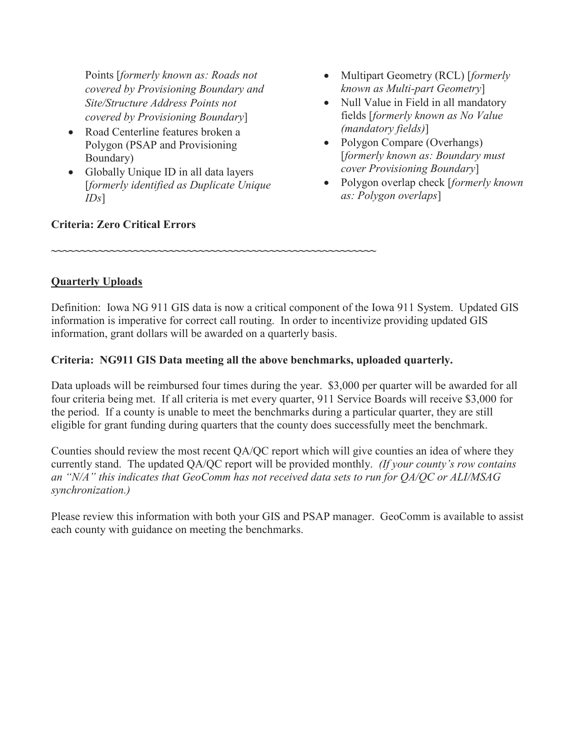Points [*formerly known as: Roads not covered by Provisioning Boundary and Site/Structure Address Points not covered by Provisioning Boundary*]
- Road Centerline features broken a Polygon (PSAP and Provisioning Boundary)
- Globally Unique ID in all data layers [*formerly identified as Duplicate Unique IDs*]
- Multipart Geometry (RCL) [*formerly known as Multi-part Geometry*]
- Null Value in Field in all mandatory fields [*formerly known as No Value (mandatory fields)*]
- Polygon Compare (Overhangs) [*formerly known as: Boundary must cover Provisioning Boundary*]
- Polygon overlap check [*formerly known as: Polygon overlaps*]

**Criteria: Zero Critical Errors**

~~~~~~~~~~~~~~~~~~~~~~~~~~~~~~~~~~~~~~~~~~~~~~~~~~~~~~~~~~~~

**Quarterly Uploads**

Definition: Iowa NG 911 GIS data is now a critical component of the Iowa 911 System. Updated GIS information is imperative for correct call routing. In order to incentivize providing updated GIS information, grant dollars will be awarded on a quarterly basis.

**Criteria: NG911 GIS Data meeting all the above benchmarks, uploaded quarterly.**

Data uploads will be reimbursed four times during the year. $3,000 per quarter will be awarded for all four criteria being met. If all criteria is met every quarter, 911 Service Boards will receive $3,000 for the period. If a county is unable to meet the benchmarks during a particular quarter, they are still eligible for grant funding during quarters that the county does successfully meet the benchmark.

Counties should review the most recent QA/QC report which will give counties an idea of where they currently stand. The updated QA/QC report will be provided monthly. *(If your county's row contains an "N/A" this indicates that GeoComm has not received data sets to run for QA/QC or ALI/MSAG synchronization.)*

Please review this information with both your GIS and PSAP manager. GeoComm is available to assist each county with guidance on meeting the benchmarks.